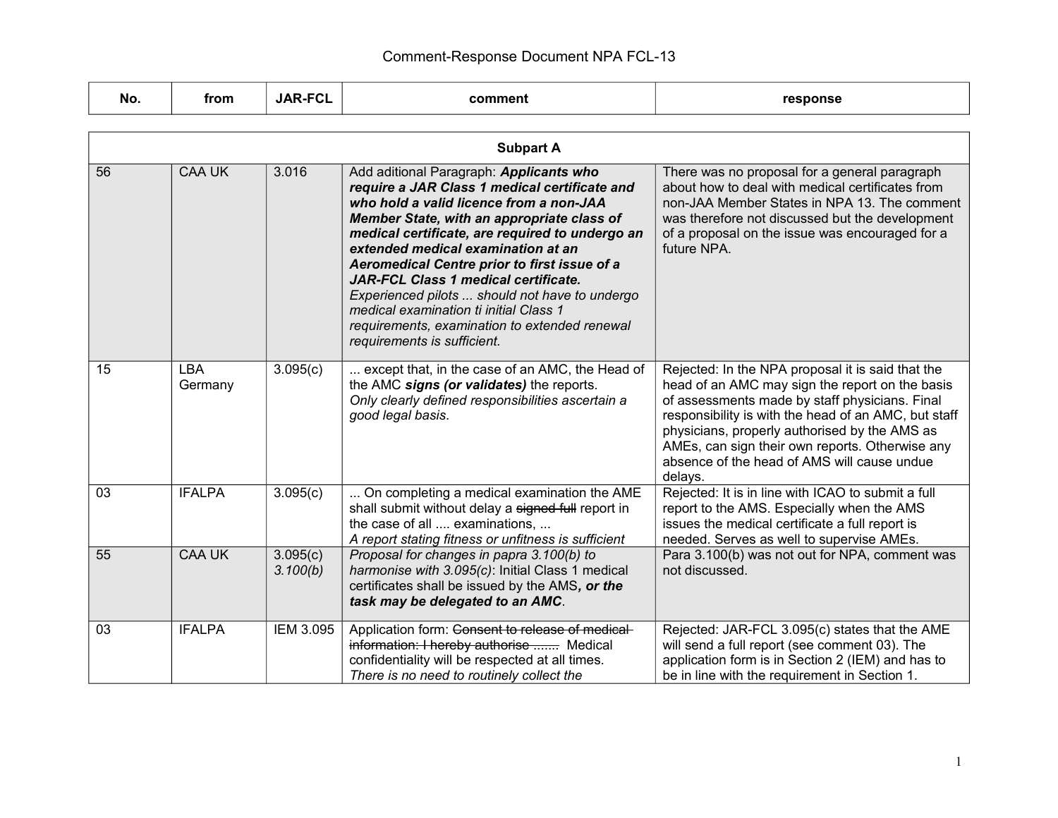# Comment-Response Document NPA FCL-13

| No. | from | JAR-FCL | comment | response |
|---|---|---|---|---|
| **Subpart A** | | | | |
| 56 | CAA UK | 3.016 | Add aditional Paragraph: ***Applicants who require a JAR Class 1 medical certificate and who hold a valid licence from a non-JAA Member State, with an appropriate class of medical certificate, are required to undergo an extended medical examination at an Aeromedical Centre prior to first issue of a JAR-FCL Class 1 medical certificate.*** *Experienced pilots ... should not have to undergo medical examination ti initial Class 1 requirements, examination to extended renewal requirements is sufficient.* | There was no proposal for a general paragraph about how to deal with medical certificates from non-JAA Member States in NPA 13. The comment was therefore not discussed but the development of a proposal on the issue was encouraged for a future NPA. |
| 15 | LBA Germany | 3.095(c) | ... except that, in the case of an AMC, the Head of the AMC ***signs (or validates)*** the reports. *Only clearly defined responsibilities ascertain a good legal basis*. | Rejected: In the NPA proposal it is said that the head of an AMC may sign the report on the basis of assessments made by staff physicians. Final responsibility is with the head of an AMC, but staff physicians, properly authorised by the AMS as AMEs, can sign their own reports. Otherwise any absence of the head of AMS will cause undue delays. |
| 03 | IFALPA | 3.095(c) | ... On completing a medical examination the AME shall submit without delay a ~~signed full~~ report in the case of all .... examinations, ... *A report stating fitness or unfitness is sufficient* | Rejected: It is in line with ICAO to submit a full report to the AMS. Especially when the AMS issues the medical certificate a full report is needed. Serves as well to supervise AMEs. |
| 55 | CAA UK | 3.095(c) *3.100(b)* | *Proposal for changes in papra 3.100(b) to harmonise with 3.095(c)*: Initial Class 1 medical certificates shall be issued by the AMS***, or the task may be delegated to an AMC***. | Para 3.100(b) was not out for NPA, comment was not discussed. |
| 03 | IFALPA | IEM 3.095 | Application form: ~~Consent to release of medical information: I hereby authorise .......~~ Medical confidentiality will be respected at all times. *There is no need to routinely collect the* | Rejected: JAR-FCL 3.095(c) states that the AME will send a full report (see comment 03). The application form is in Section 2 (IEM) and has to be in line with the requirement in Section 1. |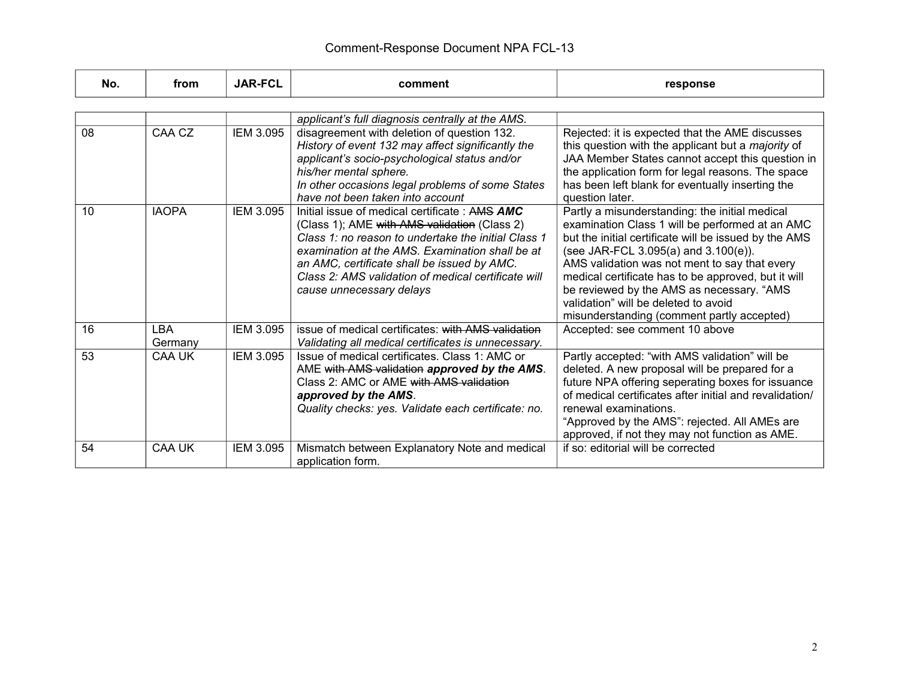| No. | from | JAR-FCL | comment | response |
|---|---|---|---|---|
| | | | *applicant's full diagnosis centrally at the AMS.* | |
| 08 | CAA CZ | IEM 3.095 | disagreement with deletion of question 132. *History of event 132 may affect significantly the applicant's socio-psychological status and/or his/her mental sphere. In other occasions legal problems of some States have not been taken into account* | Rejected: it is expected that the AME discusses this question with the applicant but a *majority* of JAA Member States cannot accept this question in the application form for legal reasons. The space has been left blank for eventually inserting the question later. |
| 10 | IAOPA | IEM 3.095 | Initial issue of medical certificate : ~~AMS~~ ***AMC*** (Class 1); AME ~~with AMS validation~~ (Class 2) *Class 1: no reason to undertake the initial Class 1 examination at the AMS. Examination shall be at an AMC, certificate shall be issued by AMC. Class 2: AMS validation of medical certificate will cause unnecessary delays* | Partly a misunderstanding: the initial medical examination Class 1 will be performed at an AMC but the initial certificate will be issued by the AMS (see JAR-FCL 3.095(a) and 3.100(e)). AMS validation was not ment to say that every medical certificate has to be approved, but it will be reviewed by the AMS as necessary. "AMS validation" will be deleted to avoid misunderstanding (comment partly accepted) |
| 16 | LBA Germany | IEM 3.095 | issue of medical certificates: ~~with AMS validation~~ *Validating all medical certificates is unnecessary.* | Accepted: see comment 10 above |
| 53 | CAA UK | IEM 3.095 | Issue of medical certificates. Class 1: AMC or AME ~~with AMS validation~~ ***approved by the AMS***. Class 2: AMC or AME ~~with AMS validation~~ ***approved by the AMS***. *Quality checks: yes. Validate each certificate: no.* | Partly accepted: "with AMS validation" will be deleted. A new proposal will be prepared for a future NPA offering seperating boxes for issuance of medical certificates after initial and revalidation/ renewal examinations. "Approved by the AMS": rejected. All AMEs are approved, if not they may not function as AME. |
| 54 | CAA UK | IEM 3.095 | Mismatch between Explanatory Note and medical application form. | if so: editorial will be corrected |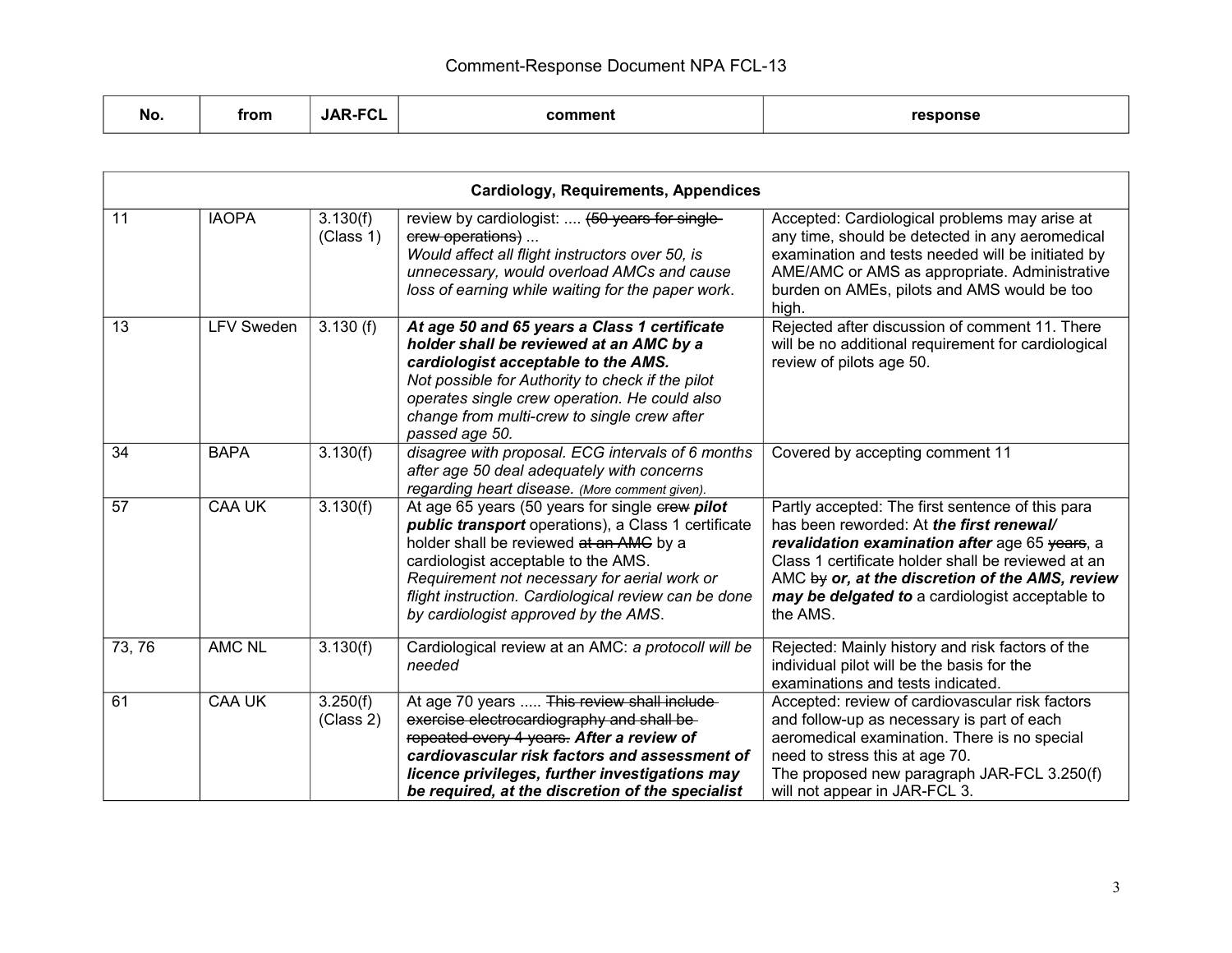| No. | from | JAR-FCL | comment | response |
|---|---|---|---|---|
| **Cardiology, Requirements, Appendices** | | | | |
| 11 | IAOPA | 3.130(f) (Class 1) | review by cardiologist: .... ~~(50 years for single crew operations)~~ ... *Would affect all flight instructors over 50, is unnecessary, would overload AMCs and cause loss of earning while waiting for the paper work*. | Accepted: Cardiological problems may arise at any time, should be detected in any aeromedical examination and tests needed will be initiated by AME/AMC or AMS as appropriate. Administrative burden on AMEs, pilots and AMS would be too high. |
| 13 | LFV Sweden | 3.130 (f) | ***At age 50 and 65 years a Class 1 certificate holder shall be reviewed at an AMC by a cardiologist acceptable to the AMS.*** *Not possible for Authority to check if the pilot operates single crew operation. He could also change from multi-crew to single crew after passed age 50.* | Rejected after discussion of comment 11. There will be no additional requirement for cardiological review of pilots age 50. |
| 34 | BAPA | 3.130(f) | *disagree with proposal. ECG intervals of 6 months after age 50 deal adequately with concerns regarding heart disease. (More comment given).* | Covered by accepting comment 11 |
| 57 | CAA UK | 3.130(f) | At age 65 years (50 years for single ~~crew~~ ***pilot public transport*** operations), a Class 1 certificate holder shall be reviewed ~~at an AMC~~ by a cardiologist acceptable to the AMS. *Requirement not necessary for aerial work or flight instruction. Cardiological review can be done by cardiologist approved by the AMS*. | Partly accepted: The first sentence of this para has been reworded: At ***the first renewal/ revalidation examination after*** age 65 ~~years~~, a Class 1 certificate holder shall be reviewed at an AMC ~~by~~ ***or, at the discretion of the AMS, review may be delgated to*** a cardiologist acceptable to the AMS. |
| 73, 76 | AMC NL | 3.130(f) | Cardiological review at an AMC: *a protocoll will be needed* | Rejected: Mainly history and risk factors of the individual pilot will be the basis for the examinations and tests indicated. |
| 61 | CAA UK | 3.250(f) (Class 2) | At age 70 years ..... ~~This review shall include exercise electrocardiography and shall be repeated every 4 years.~~ ***After a review of cardiovascular risk factors and assessment of licence privileges, further investigations may be required, at the discretion of the specialist*** | Accepted: review of cardiovascular risk factors and follow-up as necessary is part of each aeromedical examination. There is no special need to stress this at age 70. The proposed new paragraph JAR-FCL 3.250(f) will not appear in JAR-FCL 3. |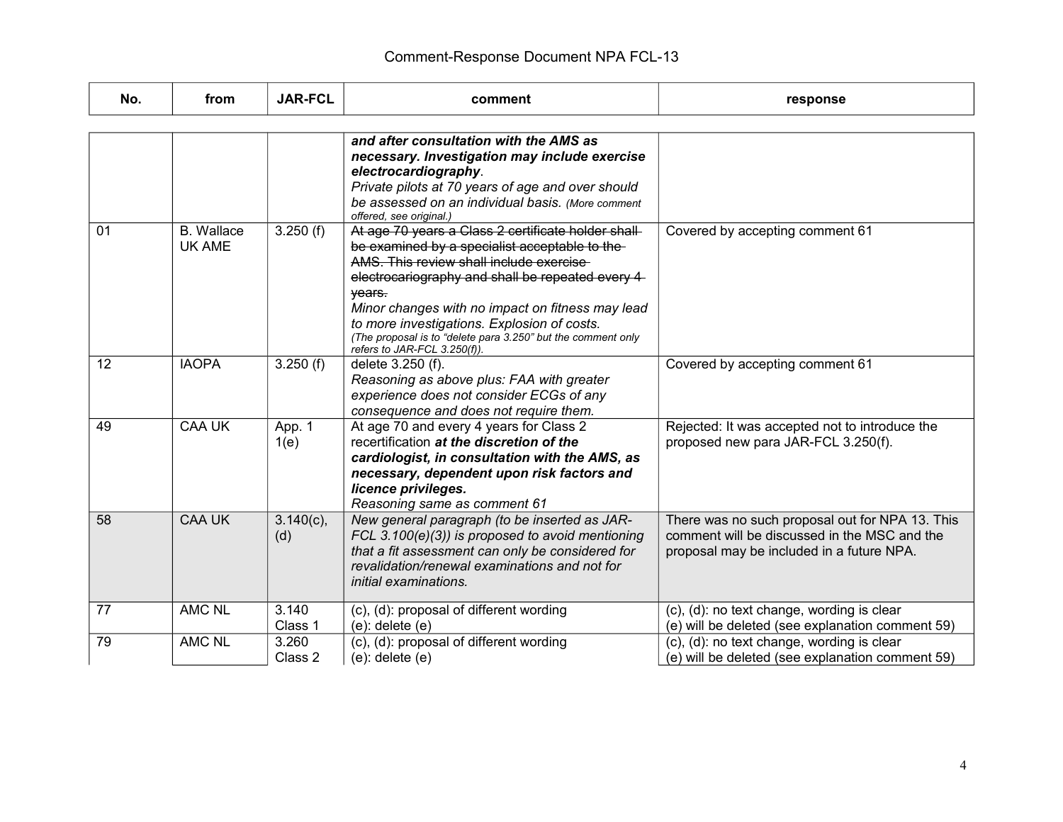Comment-Response Document NPA FCL-13

| No. | from | JAR-FCL | comment | response |
|---|---|---|---|---|
| | | | ***and after consultation with the AMS as necessary. Investigation may include exercise electrocardiography***. *Private pilots at 70 years of age and over should be assessed on an individual basis. (More comment offered, see original.)* | |
| 01 | B. Wallace UK AME | 3.250 (f) | ~~At age 70 years a Class 2 certificate holder shall be examined by a specialist acceptable to the AMS. This review shall include exercise electrocariography and shall be repeated every 4 years.~~ *Minor changes with no impact on fitness may lead to more investigations. Explosion of costs. (The proposal is to "delete para 3.250" but the comment only refers to JAR-FCL 3.250(f)).* | Covered by accepting comment 61 |
| 12 | IAOPA | 3.250 (f) | delete 3.250 (f). *Reasoning as above plus: FAA with greater experience does not consider ECGs of any consequence and does not require them.* | Covered by accepting comment 61 |
| 49 | CAA UK | App. 1 1(e) | At age 70 and every 4 years for Class 2 recertification ***at the discretion of the cardiologist, in consultation with the AMS, as necessary, dependent upon risk factors and licence privileges.*** *Reasoning same as comment 61* | Rejected: It was accepted not to introduce the proposed new para JAR-FCL 3.250(f). |
| 58 | CAA UK | 3.140(c), (d) | *New general paragraph (to be inserted as JAR-FCL 3.100(e)(3)) is proposed to avoid mentioning that a fit assessment can only be considered for revalidation/renewal examinations and not for initial examinations.* | There was no such proposal out for NPA 13. This comment will be discussed in the MSC and the proposal may be included in a future NPA. |
| 77 | AMC NL | 3.140 Class 1 | (c), (d): proposal of different wording<br>(e): delete (e) | (c), (d): no text change, wording is clear<br>(e) will be deleted (see explanation comment 59) |
| 79 | AMC NL | 3.260 Class 2 | (c), (d): proposal of different wording<br>(e): delete (e) | (c), (d): no text change, wording is clear<br>(e) will be deleted (see explanation comment 59) |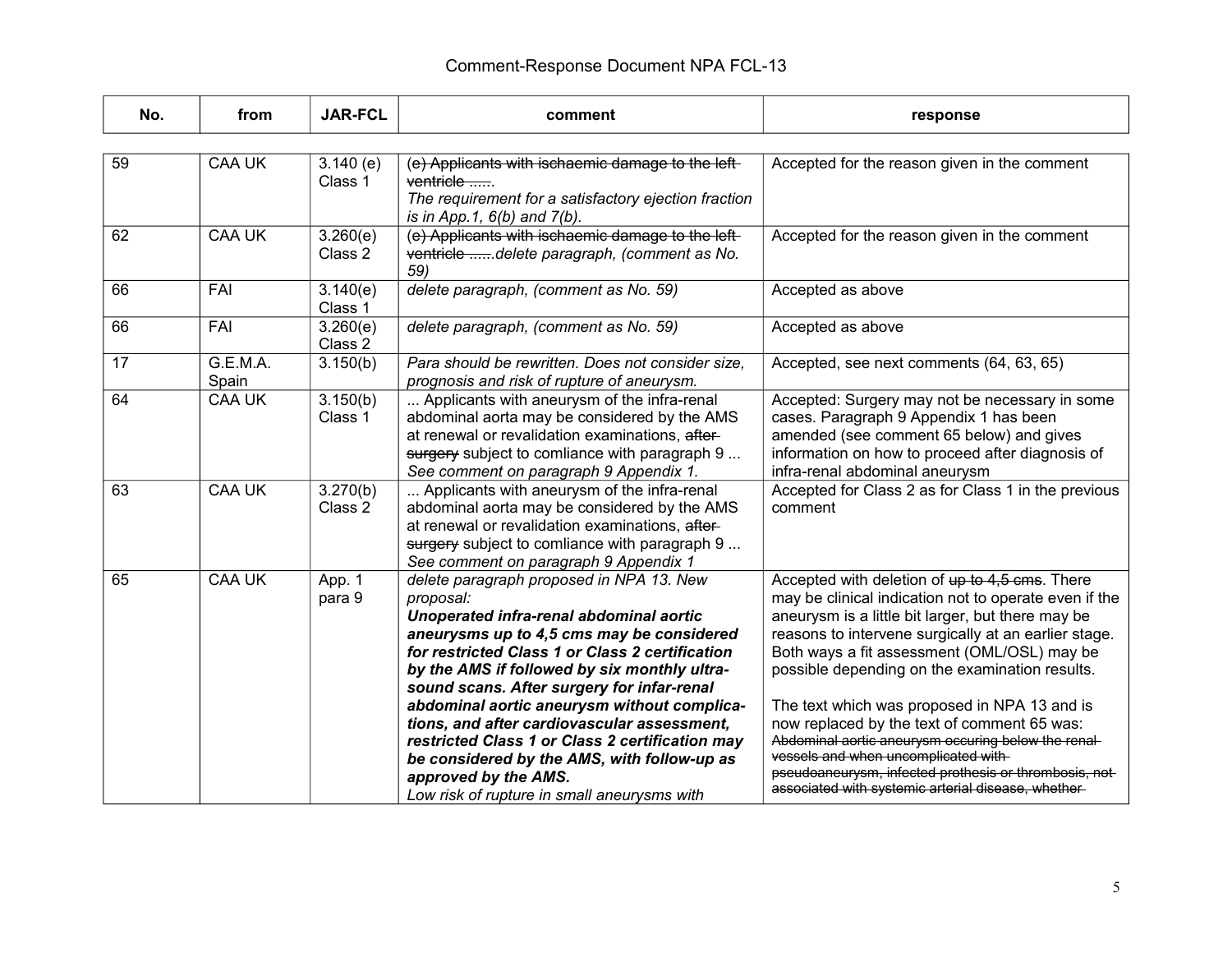| No. | from | JAR-FCL | comment | response |
|---|---|---|---|---|
| 59 | CAA UK | 3.140 (e) Class 1 | ~~(e) Applicants with ischaemic damage to the left ventricle .....~~ *The requirement for a satisfactory ejection fraction is in App.1, 6(b) and 7(b).* | Accepted for the reason given in the comment |
| 62 | CAA UK | 3.260(e) Class 2 | ~~(e) Applicants with ischaemic damage to the left ventricle .....~~*delete paragraph, (comment as No. 59)* | Accepted for the reason given in the comment |
| 66 | FAI | 3.140(e) Class 1 | *delete paragraph, (comment as No. 59)* | Accepted as above |
| 66 | FAI | 3.260(e) Class 2 | *delete paragraph, (comment as No. 59)* | Accepted as above |
| 17 | G.E.M.A. Spain | 3.150(b) | *Para should be rewritten. Does not consider size, prognosis and risk of rupture of aneurysm.* | Accepted, see next comments (64, 63, 65) |
| 64 | CAA UK | 3.150(b) Class 1 | ... Applicants with aneurysm of the infra-renal abdominal aorta may be considered by the AMS at renewal or revalidation examinations, ~~after surgery~~ subject to comliance with paragraph 9 ... *See comment on paragraph 9 Appendix 1.* | Accepted: Surgery may not be necessary in some cases. Paragraph 9 Appendix 1 has been amended (see comment 65 below) and gives information on how to proceed after diagnosis of infra-renal abdominal aneurysm |
| 63 | CAA UK | 3.270(b) Class 2 | ... Applicants with aneurysm of the infra-renal abdominal aorta may be considered by the AMS at renewal or revalidation examinations, ~~after surgery~~ subject to comliance with paragraph 9 ... *See comment on paragraph 9 Appendix 1* | Accepted for Class 2 as for Class 1 in the previous comment |
| 65 | CAA UK | App. 1 para 9 | *delete paragraph proposed in NPA 13. New proposal:* ***Unoperated infra-renal abdominal aortic aneurysms up to 4,5 cms may be considered for restricted Class 1 or Class 2 certification by the AMS if followed by six monthly ultra-sound scans. After surgery for infar-renal abdominal aortic aneurysm without complications, and after cardiovascular assessment, restricted Class 1 or Class 2 certification may be considered by the AMS, with follow-up as approved by the AMS.*** *Low risk of rupture in small aneurysms with* | Accepted with deletion of ~~up to 4,5 cms~~. There may be clinical indication not to operate even if the aneurysm is a little bit larger, but there may be reasons to intervene surgically at an earlier stage. Both ways a fit assessment (OML/OSL) may be possible depending on the examination results.<br><br>The text which was proposed in NPA 13 and is now replaced by the text of comment 65 was: ~~Abdominal aortic aneurysm occuring below the renal vessels and when uncomplicated with pseudoaneurysm, infected prothesis or thrombosis, not associated with systemic arterial disease, whether~~ |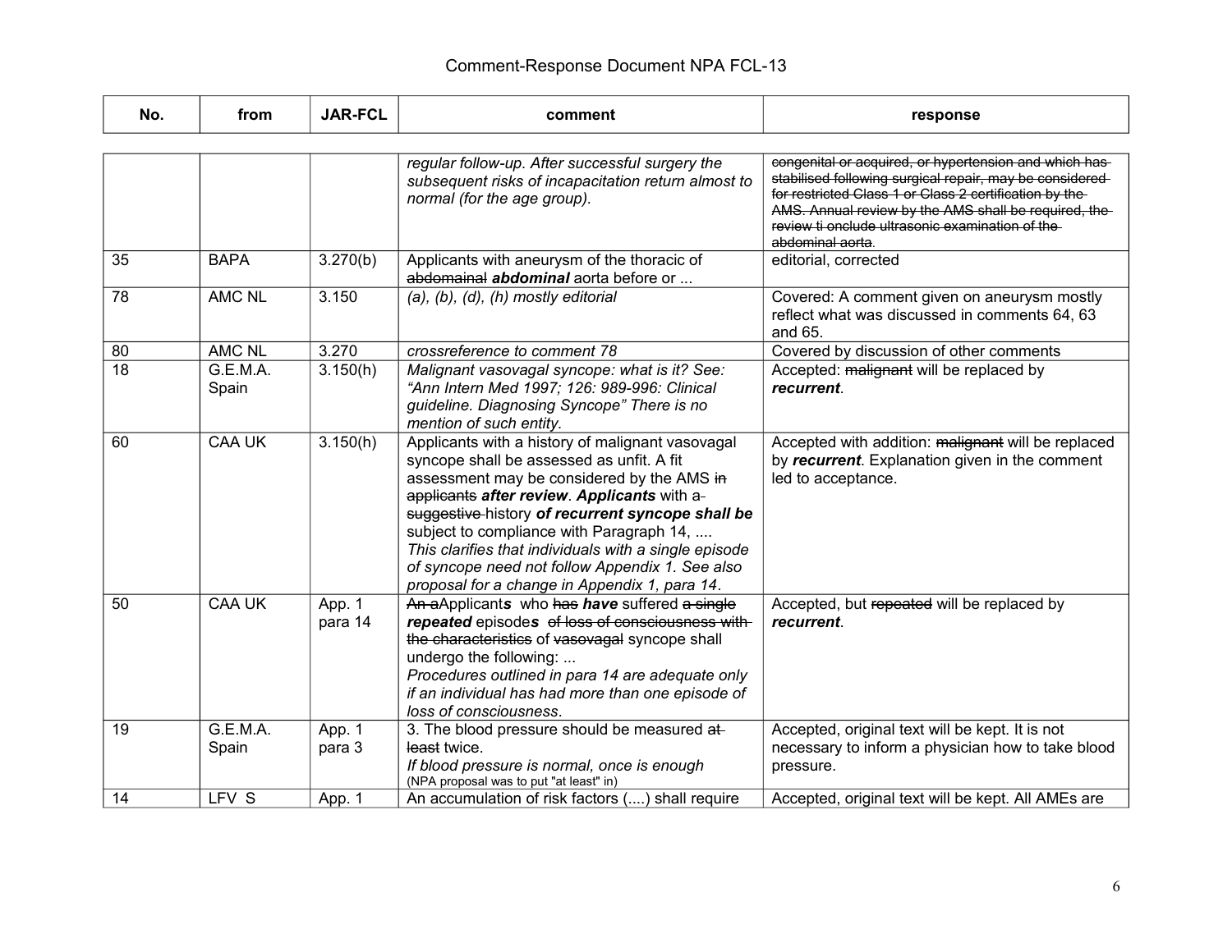| No. | from | JAR-FCL | comment | response |
|---|---|---|---|---|
| | | | *regular follow-up. After successful surgery the subsequent risks of incapacitation return almost to normal (for the age group).* | ~~congenital or acquired, or hypertension and which has stabilised following surgical repair, may be considered for restricted Class 1 or Class 2 certification by the AMS. Annual review by the AMS shall be required, the review ti onclude ultrasonic examination of the abdominal aorta~~. |
| 35 | BAPA | 3.270(b) | Applicants with aneurysm of the thoracic of ~~abdomainal~~ ***abdominal*** aorta before or ... | editorial, corrected |
| 78 | AMC NL | 3.150 | *(a), (b), (d), (h) mostly editorial* | Covered: A comment given on aneurysm mostly reflect what was discussed in comments 64, 63 and 65. |
| 80 | AMC NL | 3.270 | *crossreference to comment 78* | Covered by discussion of other comments |
| 18 | G.E.M.A. Spain | 3.150(h) | *Malignant vasovagal syncope: what is it? See: "Ann Intern Med 1997; 126: 989-996: Clinical guideline. Diagnosing Syncope" There is no mention of such entity.* | Accepted: ~~malignant~~ will be replaced by ***recurrent***. |
| 60 | CAA UK | 3.150(h) | Applicants with a history of malignant vasovagal syncope shall be assessed as unfit. A fit assessment may be considered by the AMS ~~in applicants~~ ***after review***. ***Applicants*** with a ~~suggestive~~ history ***of recurrent syncope shall be*** subject to compliance with Paragraph 14, ....<br>*This clarifies that individuals with a single episode of syncope need not follow Appendix 1. See also proposal for a change in Appendix 1, para 14*. | Accepted with addition: ~~malignant~~ will be replaced by ***recurrent***. Explanation given in the comment led to acceptance. |
| 50 | CAA UK | App. 1 para 14 | ~~An a~~Applicant***s*** who ~~has~~ ***have*** suffered ~~a single~~ ***repeated*** episode***s*** ~~of loss of consciousness with the characteristics~~ of ~~vasovagal~~ syncope shall undergo the following: ...<br>*Procedures outlined in para 14 are adequate only if an individual has had more than one episode of loss of consciousness*. | Accepted, but ~~repeated~~ will be replaced by ***recurrent***. |
| 19 | G.E.M.A. Spain | App. 1 para 3 | 3. The blood pressure should be measured ~~at least~~ twice.<br>*If blood pressure is normal, once is enough*<br>(NPA proposal was to put "at least" in) | Accepted, original text will be kept. It is not necessary to inform a physician how to take blood pressure. |
| 14 | LFV S | App. 1 | An accumulation of risk factors (....) shall require | Accepted, original text will be kept. All AMEs are |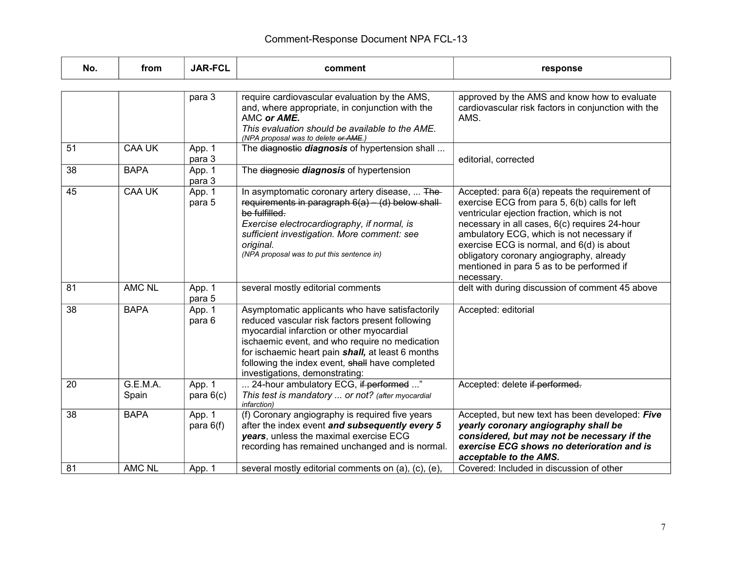| No. | from | JAR-FCL | comment | response |
|---|---|---|---|---|
| | | para 3 | require cardiovascular evaluation by the AMS, and, where appropriate, in conjunction with the AMC ***or AME.*** *This evaluation should be available to the AME. (NPA proposal was to delete ~~or AME~~.)* | approved by the AMS and know how to evaluate cardiovascular risk factors in conjunction with the AMS. |
| 51 | CAA UK | App. 1 para 3 | The ~~diagnostic~~ ***diagnosis*** of hypertension shall ... | editorial, corrected |
| 38 | BAPA | App. 1 para 3 | The ~~diagnosic~~ ***diagnosis*** of hypertension | |
| 45 | CAA UK | App. 1 para 5 | In asymptomatic coronary artery disease, ... ~~The requirements in paragraph 6(a) – (d) below shall be fulfilled.~~ *Exercise electrocardiography, if normal, is sufficient investigation. More comment: see original.* *(NPA proposal was to put this sentence in)* | Accepted: para 6(a) repeats the requirement of exercise ECG from para 5, 6(b) calls for left ventricular ejection fraction, which is not necessary in all cases, 6(c) requires 24-hour ambulatory ECG, which is not necessary if exercise ECG is normal, and 6(d) is about obligatory coronary angiography, already mentioned in para 5 as to be performed if necessary. |
| 81 | AMC NL | App. 1 para 5 | several mostly editorial comments | delt with during discussion of comment 45 above |
| 38 | BAPA | App. 1 para 6 | Asymptomatic applicants who have satisfactorily reduced vascular risk factors present following myocardial infarction or other myocardial ischaemic event, and who require no medication for ischaemic heart pain ***shall,*** at least 6 months following the index event, ~~shall~~ have completed investigations, demonstrating: | Accepted: editorial |
| 20 | G.E.M.A. Spain | App. 1 para 6(c) | ... 24-hour ambulatory ECG, ~~if performed~~ ..." *This test is mandatory ... or not? (after myocardial infarction)* | Accepted: delete ~~if performed.~~ |
| 38 | BAPA | App. 1 para 6(f) | (f) Coronary angiography is required five years after the index event ***and subsequently every 5 years***, unless the maximal exercise ECG recording has remained unchanged and is normal. | Accepted, but new text has been developed: ***Five yearly coronary angiography shall be considered, but may not be necessary if the exercise ECG shows no deterioration and is acceptable to the AMS.*** |
| 81 | AMC NL | App. 1 | several mostly editorial comments on (a), (c), (e), | Covered: Included in discussion of other |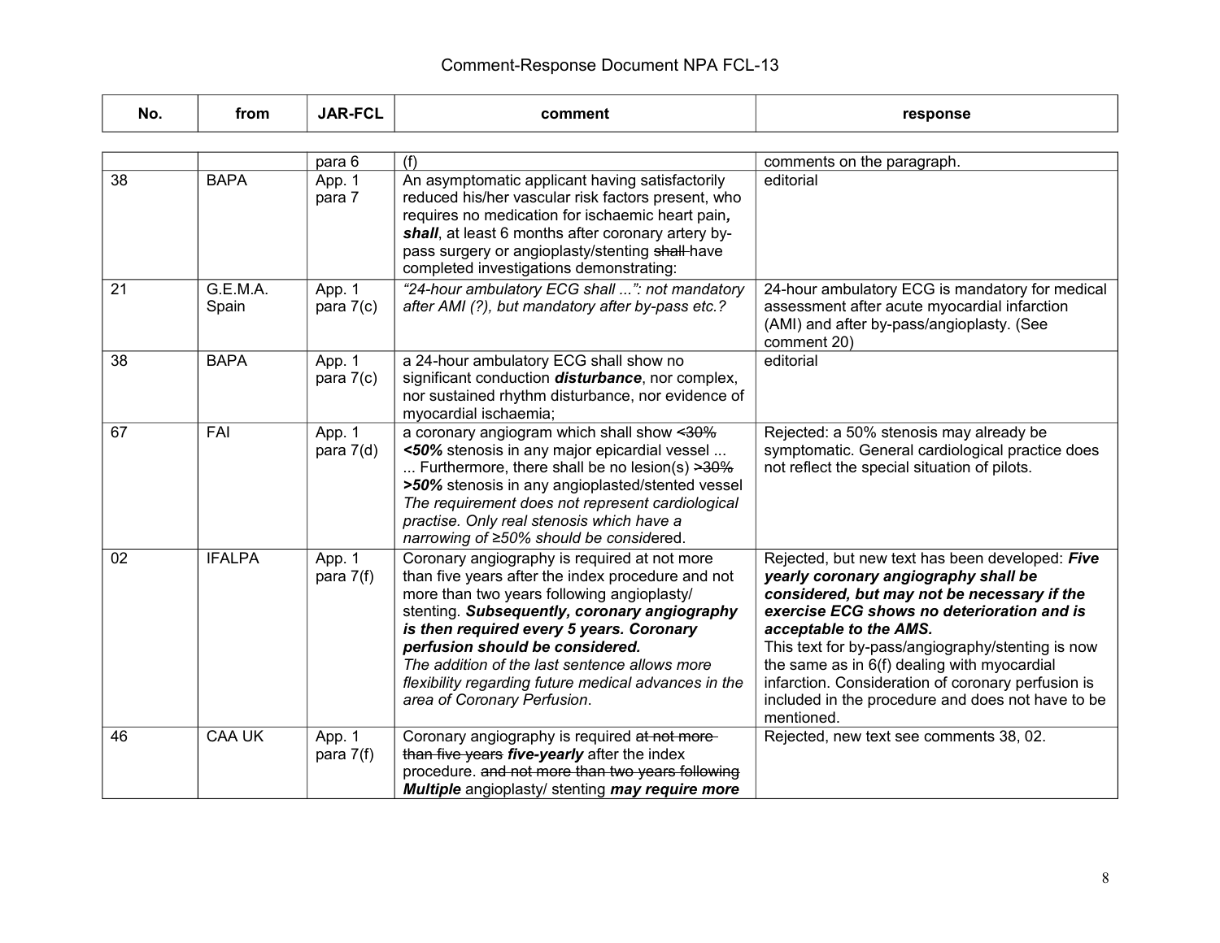| No. | from | JAR-FCL | comment | response |
|---|---|---|---|---|
| | | para 6 | (f) | comments on the paragraph. |
| 38 | BAPA | App. 1 para 7 | An asymptomatic applicant having satisfactorily reduced his/her vascular risk factors present, who requires no medication for ischaemic heart pain***,*** ***shall***, at least 6 months after coronary artery by-pass surgery or angioplasty/stenting ~~shall~~ have completed investigations demonstrating: | editorial |
| 21 | G.E.M.A. Spain | App. 1 para 7(c) | *"24-hour ambulatory ECG shall ...": not mandatory after AMI (?), but mandatory after by-pass etc.?* | 24-hour ambulatory ECG is mandatory for medical assessment after acute myocardial infarction (AMI) and after by-pass/angioplasty. (See comment 20) |
| 38 | BAPA | App. 1 para 7(c) | a 24-hour ambulatory ECG shall show no significant conduction ***disturbance***, nor complex, nor sustained rhythm disturbance, nor evidence of myocardial ischaemia; | editorial |
| 67 | FAI | App. 1 para 7(d) | a coronary angiogram which shall show ~~<30%~~ ***<50%*** stenosis in any major epicardial vessel ... ... Furthermore, there shall be no lesion(s) ~~>30%~~ ***>50%*** stenosis in any angioplasted/stented vessel *The requirement does not represent cardiological practise. Only real stenosis which have a narrowing of ≥50% should be considered.* | Rejected: a 50% stenosis may already be symptomatic. General cardiological practice does not reflect the special situation of pilots. |
| 02 | IFALPA | App. 1 para 7(f) | Coronary angiography is required at not more than five years after the index procedure and not more than two years following angioplasty/ stenting. ***Subsequently, coronary angiography is then required every 5 years. Coronary perfusion should be considered.*** *The addition of the last sentence allows more flexibility regarding future medical advances in the area of Coronary Perfusion*. | Rejected, but new text has been developed: ***Five yearly coronary angiography shall be considered, but may not be necessary if the exercise ECG shows no deterioration and is acceptable to the AMS.*** This text for by-pass/angiography/stenting is now the same as in 6(f) dealing with myocardial infarction. Consideration of coronary perfusion is included in the procedure and does not have to be mentioned. |
| 46 | CAA UK | App. 1 para 7(f) | Coronary angiography is required ~~at not more than five years~~ ***five-yearly*** after the index procedure. ~~and not more than two years following~~ ***Multiple*** angioplasty/ stenting ***may require more*** | Rejected, new text see comments 38, 02. |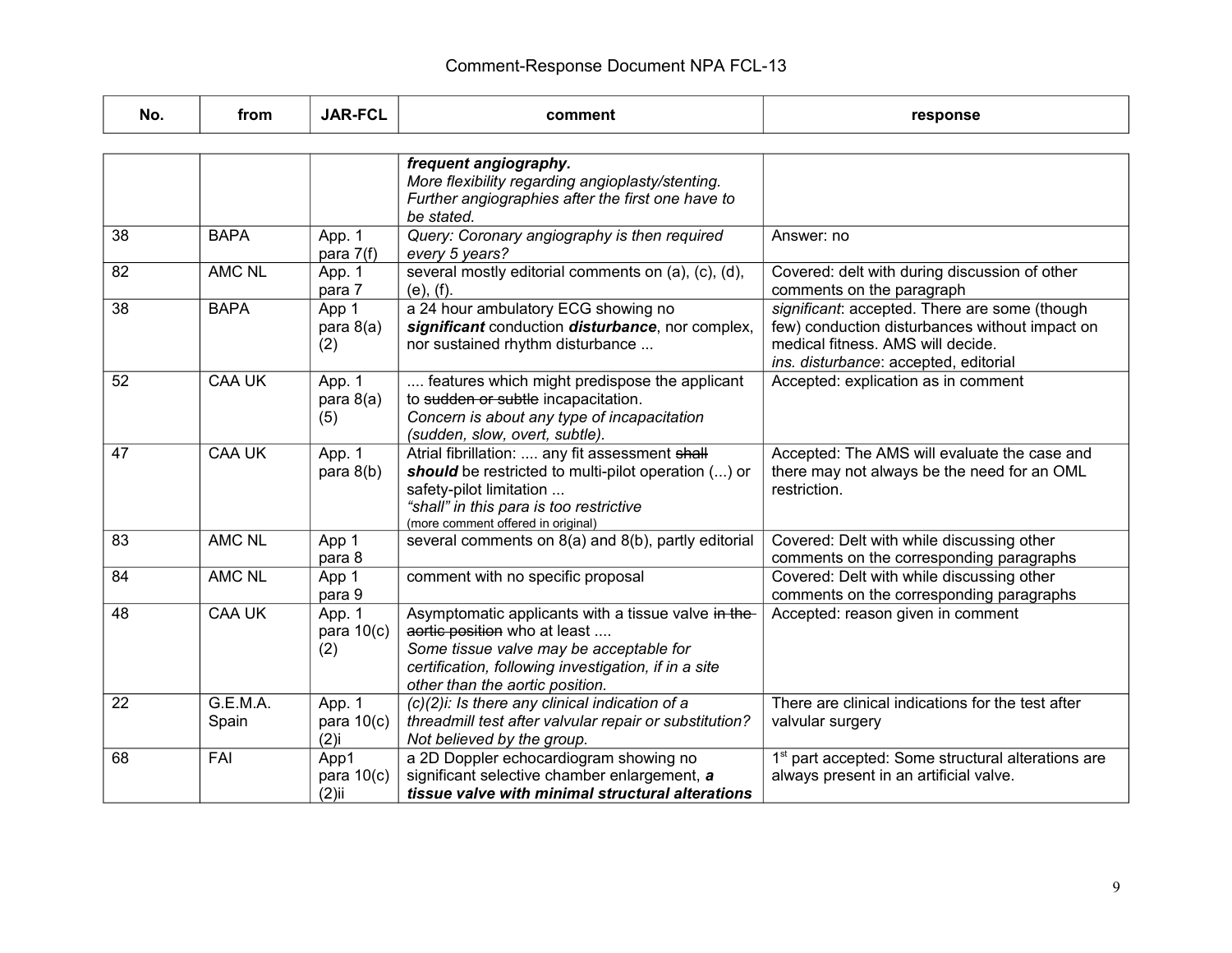# Comment-Response Document NPA FCL-13

| No. | from | JAR-FCL | comment | response |
|---|---|---|---|---|
| | | | ***frequent angiography.*** *More flexibility regarding angioplasty/stenting. Further angiographies after the first one have to be stated.* | |
| 38 | BAPA | App. 1 para 7(f) | *Query: Coronary angiography is then required every 5 years?* | Answer: no |
| 82 | AMC NL | App. 1 para 7 | several mostly editorial comments on (a), (c), (d), (e), (f). | Covered: delt with during discussion of other comments on the paragraph |
| 38 | BAPA | App 1 para 8(a) (2) | a 24 hour ambulatory ECG showing no ***significant*** conduction ***disturbance***, nor complex, nor sustained rhythm disturbance ... | *significant*: accepted. There are some (though few) conduction disturbances without impact on medical fitness. AMS will decide. *ins. disturbance*: accepted, editorial |
| 52 | CAA UK | App. 1 para 8(a) (5) | .... features which might predispose the applicant to ~~sudden or subtle~~ incapacitation. *Concern is about any type of incapacitation (sudden, slow, overt, subtle).* | Accepted: explication as in comment |
| 47 | CAA UK | App. 1 para 8(b) | Atrial fibrillation: .... any fit assessment ~~shall~~ ***should*** be restricted to multi-pilot operation (...) or safety-pilot limitation ... *"shall" in this para is too restrictive* (more comment offered in original) | Accepted: The AMS will evaluate the case and there may not always be the need for an OML restriction. |
| 83 | AMC NL | App 1 para 8 | several comments on 8(a) and 8(b), partly editorial | Covered: Delt with while discussing other comments on the corresponding paragraphs |
| 84 | AMC NL | App 1 para 9 | comment with no specific proposal | Covered: Delt with while discussing other comments on the corresponding paragraphs |
| 48 | CAA UK | App. 1 para 10(c) (2) | Asymptomatic applicants with a tissue valve ~~in the aortic position~~ who at least .... *Some tissue valve may be acceptable for certification, following investigation, if in a site other than the aortic position.* | Accepted: reason given in comment |
| 22 | G.E.M.A. Spain | App. 1 para 10(c) (2)i | *(c)(2)i: Is there any clinical indication of a threadmill test after valvular repair or substitution? Not believed by the group.* | There are clinical indications for the test after valvular surgery |
| 68 | FAI | App1 para 10(c) (2)ii | a 2D Doppler echocardiogram showing no significant selective chamber enlargement, ***a tissue valve with minimal structural alterations*** | 1st part accepted: Some structural alterations are always present in an artificial valve. |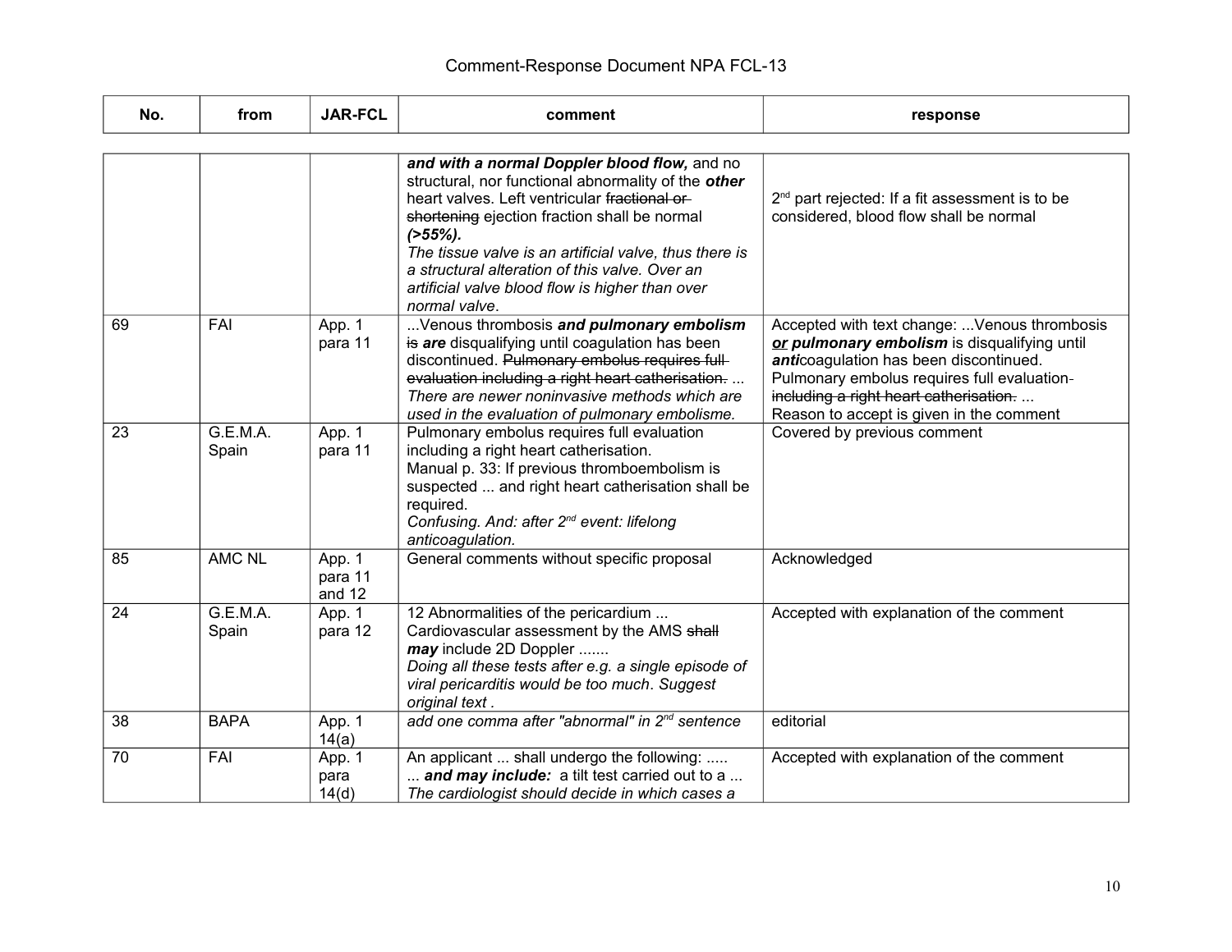| No. | from | JAR-FCL | comment | response |
|---|---|---|---|---|
| | | | ***and with a normal Doppler blood flow,*** and no structural, nor functional abnormality of the ***other*** heart valves. Left ventricular ~~fractional or shortening~~ ejection fraction shall be normal ***(>55%).*** *The tissue valve is an artificial valve, thus there is a structural alteration of this valve. Over an artificial valve blood flow is higher than over normal valve*. | 2nd part rejected: If a fit assessment is to be considered, blood flow shall be normal |
| 69 | FAI | App. 1 para 11 | ...Venous thrombosis ***and pulmonary embolism*** ~~is~~ ***are*** disqualifying until coagulation has been discontinued. ~~Pulmonary embolus requires full evaluation including a right heart catherisation.~~ ... *There are newer noninvasive methods which are used in the evaluation of pulmonary embolisme.* | Accepted with text change: ...Venous thrombosis ***or pulmonary embolism*** is disqualifying until ***anti***coagulation has been discontinued. Pulmonary embolus requires full evaluation ~~including a right heart catherisation.~~ ... Reason to accept is given in the comment |
| 23 | G.E.M.A. Spain | App. 1 para 11 | Pulmonary embolus requires full evaluation including a right heart catherisation. Manual p. 33: If previous thromboembolism is suspected ... and right heart catherisation shall be required. *Confusing. And: after 2nd event: lifelong anticoagulation.* | Covered by previous comment |
| 85 | AMC NL | App. 1 para 11 and 12 | General comments without specific proposal | Acknowledged |
| 24 | G.E.M.A. Spain | App. 1 para 12 | 12 Abnormalities of the pericardium ... Cardiovascular assessment by the AMS ~~shall~~ ***may*** include 2D Doppler ....... *Doing all these tests after e.g. a single episode of viral pericarditis would be too much. Suggest original text .* | Accepted with explanation of the comment |
| 38 | BAPA | App. 1 14(a) | *add one comma after "abnormal" in 2nd sentence* | editorial |
| 70 | FAI | App. 1 para 14(d) | An applicant ... shall undergo the following: ..... ... ***and may include:*** a tilt test carried out to a ... *The cardiologist should decide in which cases a* | Accepted with explanation of the comment |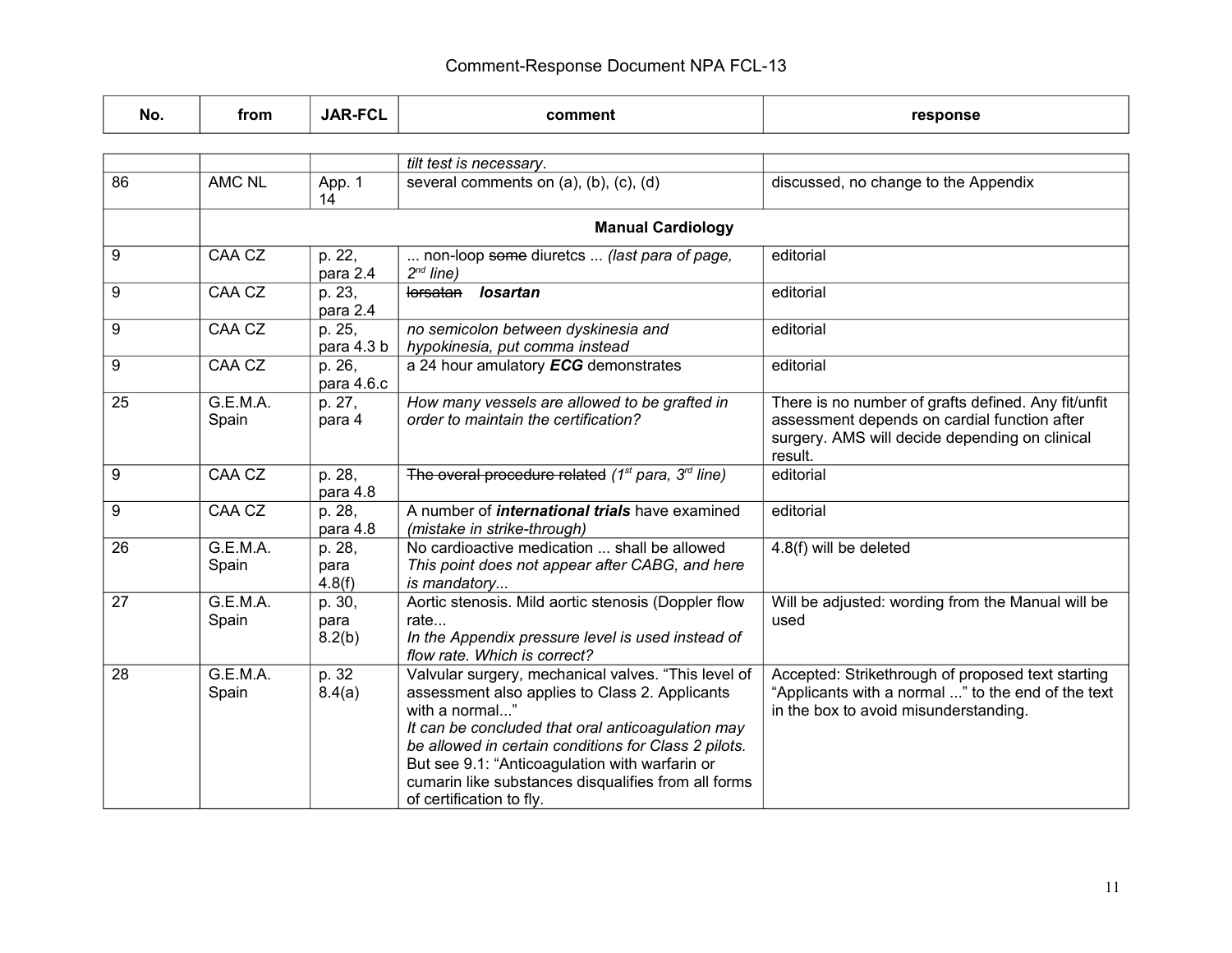# Comment-Response Document NPA FCL-13

| No. | from | JAR-FCL | comment | response |
|---|---|---|---|---|
| | | | *tilt test is necessary*. | |
| 86 | AMC NL | App. 1 14 | several comments on (a), (b), (c), (d) | discussed, no change to the Appendix |
| | **Manual Cardiology** | | | |
| 9 | CAA CZ | p. 22, para 2.4 | ... non-loop ~~some~~ diuretcs ... *(last para of page, 2nd line)* | editorial |
| 9 | CAA CZ | p. 23, para 2.4 | ~~lorsatan~~ ***losartan*** | editorial |
| 9 | CAA CZ | p. 25, para 4.3 b | *no semicolon between dyskinesia and hypokinesia, put comma instead* | editorial |
| 9 | CAA CZ | p. 26, para 4.6.c | a 24 hour amulatory ***ECG*** demonstrates | editorial |
| 25 | G.E.M.A. Spain | p. 27, para 4 | *How many vessels are allowed to be grafted in order to maintain the certification?* | There is no number of grafts defined. Any fit/unfit assessment depends on cardial function after surgery. AMS will decide depending on clinical result. |
| 9 | CAA CZ | p. 28, para 4.8 | ~~The overal procedure related~~ *(1st para, 3rd line)* | editorial |
| 9 | CAA CZ | p. 28, para 4.8 | A number of ***international trials*** have examined *(mistake in strike-through)* | editorial |
| 26 | G.E.M.A. Spain | p. 28, para 4.8(f) | No cardioactive medication ... shall be allowed *This point does not appear after CABG, and here is mandatory...* | 4.8(f) will be deleted |
| 27 | G.E.M.A. Spain | p. 30, para 8.2(b) | Aortic stenosis. Mild aortic stenosis (Doppler flow rate... *In the Appendix pressure level is used instead of flow rate. Which is correct?* | Will be adjusted: wording from the Manual will be used |
| 28 | G.E.M.A. Spain | p. 32 8.4(a) | Valvular surgery, mechanical valves. "This level of assessment also applies to Class 2. Applicants with a normal..." *It can be concluded that oral anticoagulation may be allowed in certain conditions for Class 2 pilots.* But see 9.1: "Anticoagulation with warfarin or cumarin like substances disqualifies from all forms of certification to fly. | Accepted: Strikethrough of proposed text starting "Applicants with a normal ..." to the end of the text in the box to avoid misunderstanding. |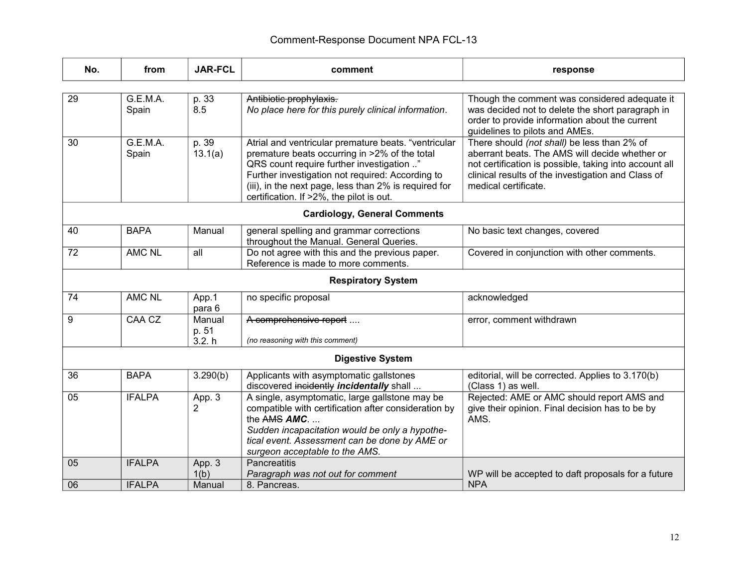| No. | from | JAR-FCL | comment | response |
|---|---|---|---|---|
| 29 | G.E.M.A. Spain | p. 33 8.5 | ~~Antibiotic prophylaxis.~~ *No place here for this purely clinical information*. | Though the comment was considered adequate it was decided not to delete the short paragraph in order to provide information about the current guidelines to pilots and AMEs. |
| 30 | G.E.M.A. Spain | p. 39 13.1(a) | Atrial and ventricular premature beats. “ventricular premature beats occurring in >2% of the total QRS count require further investigation ..” Further investigation not required: According to (iii), in the next page, less than 2% is required for certification. If >2%, the pilot is out. | There should *(not shall)* be less than 2% of aberrant beats. The AMS will decide whether or not certification is possible, taking into account all clinical results of the investigation and Class of medical certificate. |
| | | | **Cardiology, General Comments** | |
| 40 | BAPA | Manual | general spelling and grammar corrections throughout the Manual. General Queries. | No basic text changes, covered |
| 72 | AMC NL | all | Do not agree with this and the previous paper. Reference is made to more comments. | Covered in conjunction with other comments. |
| | | | **Respiratory System** | |
| 74 | AMC NL | App.1 para 6 | no specific proposal | acknowledged |
| 9 | CAA CZ | Manual p. 51 3.2. h | ~~A comprehensive report~~ .... *(no reasoning with this comment)* | error, comment withdrawn |
| | | | **Digestive System** | |
| 36 | BAPA | 3.290(b) | Applicants with asymptomatic gallstones discovered ~~incidently~~ ***incidentally*** shall ... | editorial, will be corrected. Applies to 3.170(b) (Class 1) as well. |
| 05 | IFALPA | App. 3 2 | A single, asymptomatic, large gallstone may be compatible with certification after consideration by the ~~AMS~~ ***AMC***. ... *Sudden incapacitation would be only a hypothetical event. Assessment can be done by AME or surgeon acceptable to the AMS.* | Rejected: AME or AMC should report AMS and give their opinion. Final decision has to be by AMS. |
| 05 | IFALPA | App. 3 1(b) | Pancreatitis *Paragraph was not out for comment* | WP will be accepted to daft proposals for a future NPA |
| 06 | IFALPA | Manual | 8. Pancreas. | |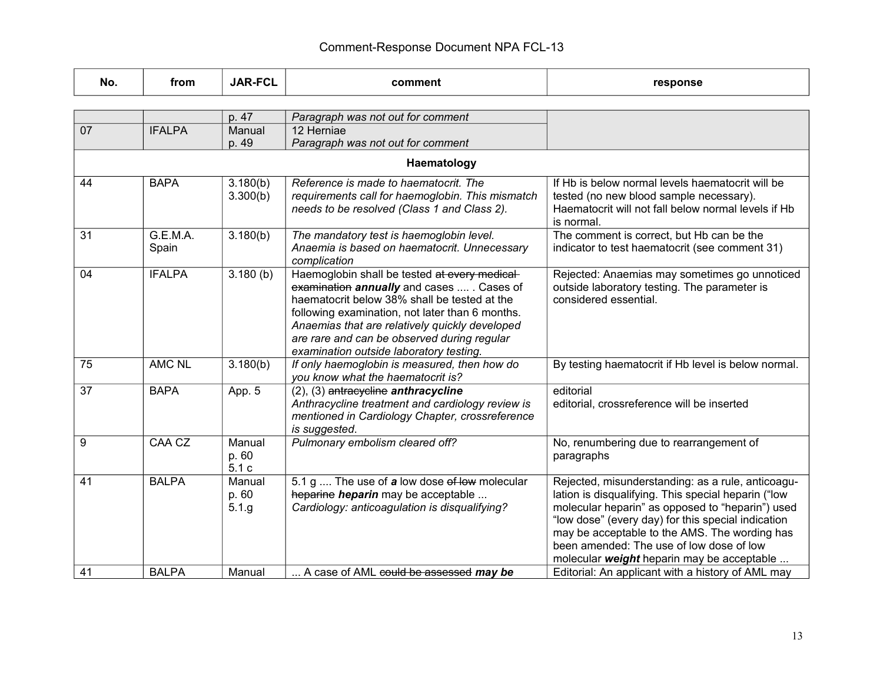| No. | from | JAR-FCL | comment | response |
|---|---|---|---|---|
| | | p. 47 | *Paragraph was not out for comment* | |
| 07 | IFALPA | Manual p. 49 | 12 Herniae *Paragraph was not out for comment* | |
| | | | **Haematology** | |
| 44 | BAPA | 3.180(b) 3.300(b) | *Reference is made to haematocrit. The requirements call for haemoglobin. This mismatch needs to be resolved (Class 1 and Class 2).* | If Hb is below normal levels haematocrit will be tested (no new blood sample necessary). Haematocrit will not fall below normal levels if Hb is normal. |
| 31 | G.E.M.A. Spain | 3.180(b) | *The mandatory test is haemoglobin level. Anaemia is based on haematocrit. Unnecessary complication* | The comment is correct, but Hb can be the indicator to test haematocrit (see comment 31) |
| 04 | IFALPA | 3.180 (b) | Haemoglobin shall be tested ~~at every medical examination~~ ***annually*** and cases .... . Cases of haematocrit below 38% shall be tested at the following examination, not later than 6 months. *Anaemias that are relatively quickly developed are rare and can be observed during regular examination outside laboratory testing.* | Rejected: Anaemias may sometimes go unnoticed outside laboratory testing. The parameter is considered essential. |
| 75 | AMC NL | 3.180(b) | *If only haemoglobin is measured, then how do you know what the haematocrit is?* | By testing haematocrit if Hb level is below normal. |
| 37 | BAPA | App. 5 | (2), (3) ~~antracycline~~ ***anthracycline*** *Anthracycline treatment and cardiology review is mentioned in Cardiology Chapter, crossreference is suggested*. | editorial<br>editorial, crossreference will be inserted |
| 9 | CAA CZ | Manual p. 60 5.1 c | *Pulmonary embolism cleared off?* | No, renumbering due to rearrangement of paragraphs |
| 41 | BALPA | Manual p. 60 5.1.g | 5.1 g .... The use of ***a*** low dose ~~of low~~ molecular ~~heparine~~ ***heparin*** may be acceptable ... *Cardiology: anticoagulation is disqualifying?* | Rejected, misunderstanding: as a rule, anticoagulation is disqualifying. This special heparin ("low molecular heparin" as opposed to "heparin") used "low dose" (every day) for this special indication may be acceptable to the AMS. The wording has been amended: The use of low dose of low molecular ***weight*** heparin may be acceptable ... |
| 41 | BALPA | Manual | ... A case of AML ~~could be assessed~~ ***may be*** | Editorial: An applicant with a history of AML may |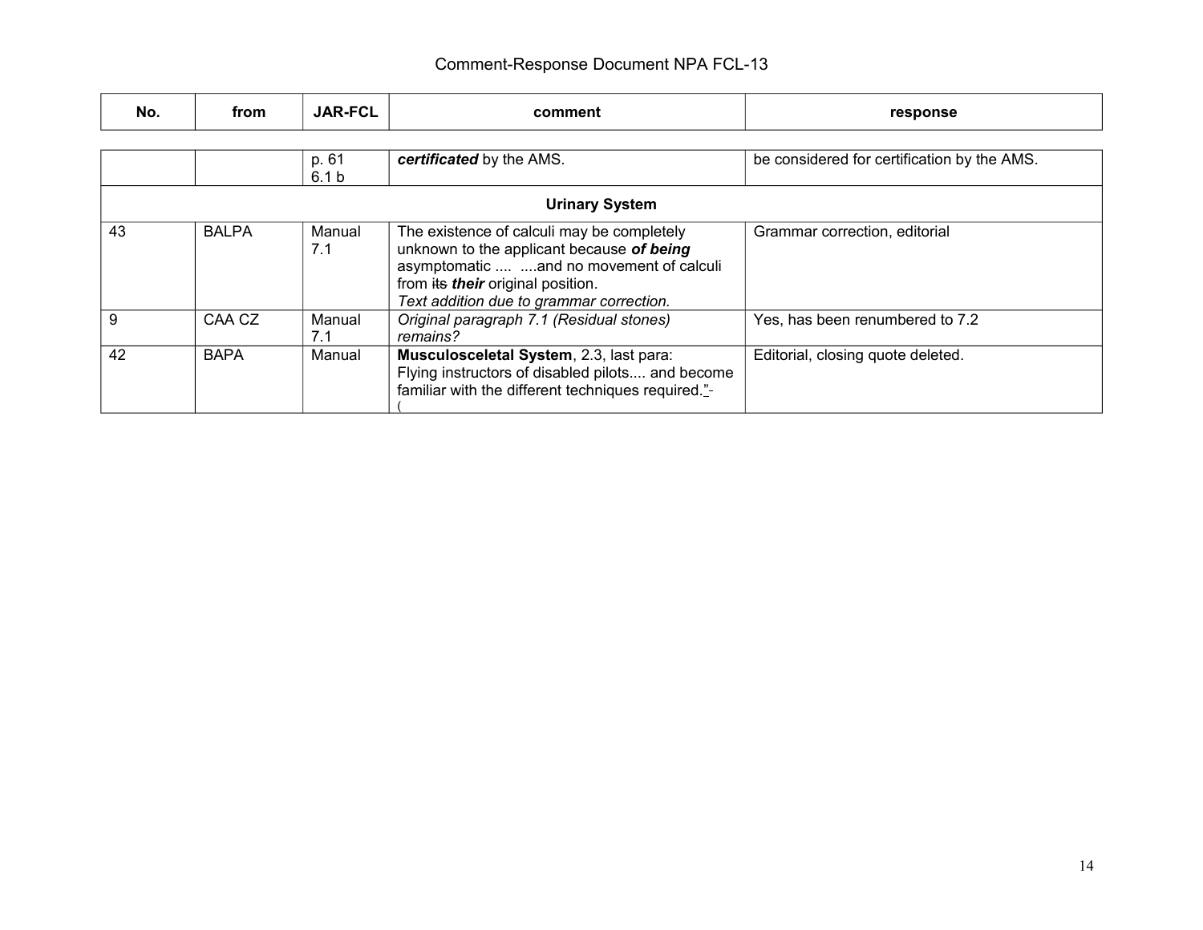| No. | from | JAR-FCL | comment | response |
|---|---|---|---|---|
| | | p. 61 6.1 b | ***certificated*** by the AMS. | be considered for certification by the AMS. |
| **Urinary System** | | | | |
| 43 | BALPA | Manual 7.1 | The existence of calculi may be completely unknown to the applicant because ***of being*** asymptomatic .... ....and no movement of calculi from ~~its~~ ***their*** original position. *Text addition due to grammar correction.* | Grammar correction, editorial |
| 9 | CAA CZ | Manual 7.1 | *Original paragraph 7.1 (Residual stones) remains?* | Yes, has been renumbered to 7.2 |
| 42 | BAPA | Manual | **Musculosceletal System**, 2.3, last para: Flying instructors of disabled pilots.... and become familiar with the different techniques required."- ( | Editorial, closing quote deleted. |